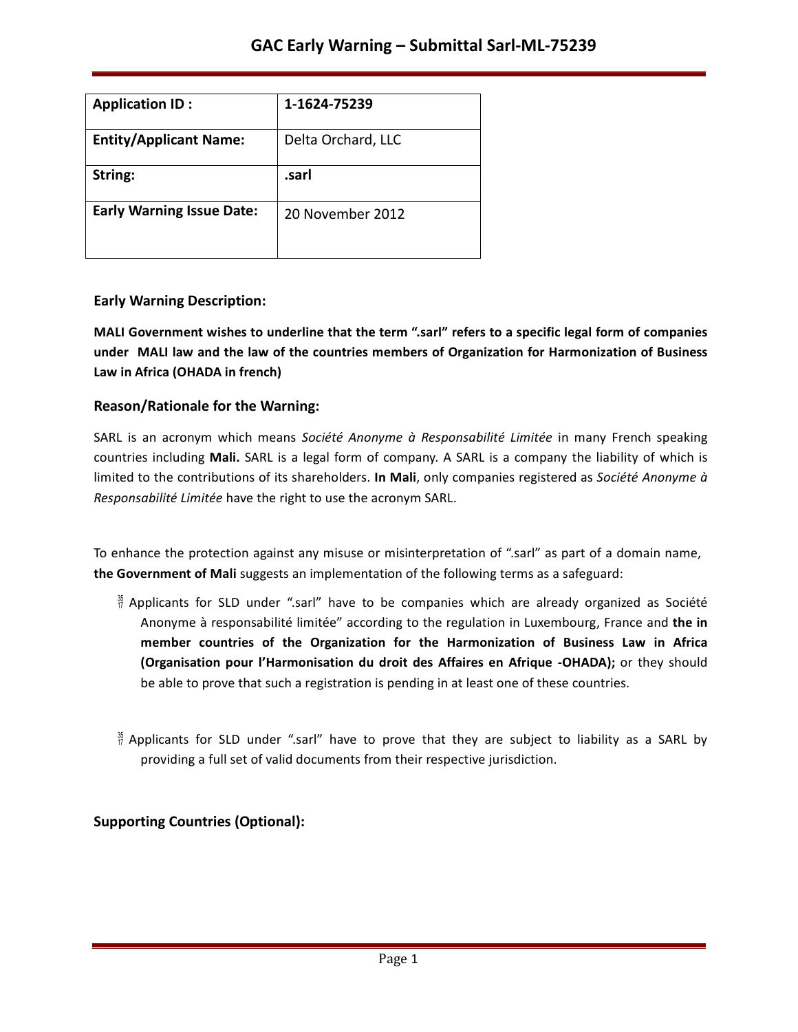# GAC Early Warning – Submittal Sarl-ML-75239

| **Application ID :** | **1-1624-75239** |
|---|---|
| **Entity/Applicant Name:** | Delta Orchard, LLC |
| **String:** | **.sarl** |
| **Early Warning Issue Date:** | 20 November 2012 |

## Early Warning Description:

**MALI Government wishes to underline that the term ".sarl" refers to a specific legal form of companies under MALI law and the law of the countries members of Organization for Harmonization of Business Law in Africa (OHADA in french)**

## Reason/Rationale for the Warning:

SARL is an acronym which means *Société Anonyme à Responsabilité Limitée* in many French speaking countries including **Mali.** SARL is a legal form of company. A SARL is a company the liability of which is limited to the contributions of its shareholders. **In Mali**, only companies registered as *Société Anonyme à Responsabilité Limitée* have the right to use the acronym SARL.

To enhance the protection against any misuse or misinterpretation of ".sarl" as part of a domain name, **the Government of Mali** suggests an implementation of the following terms as a safeguard:

- Applicants for SLD under ".sarl" have to be companies which are already organized as Société Anonyme à responsabilité limitée" according to the regulation in Luxembourg, France and **the in member countries of the Organization for the Harmonization of Business Law in Africa (Organisation pour l'Harmonisation du droit des Affaires en Afrique -OHADA);** or they should be able to prove that such a registration is pending in at least one of these countries.

- Applicants for SLD under ".sarl" have to prove that they are subject to liability as a SARL by providing a full set of valid documents from their respective jurisdiction.

## Supporting Countries (Optional):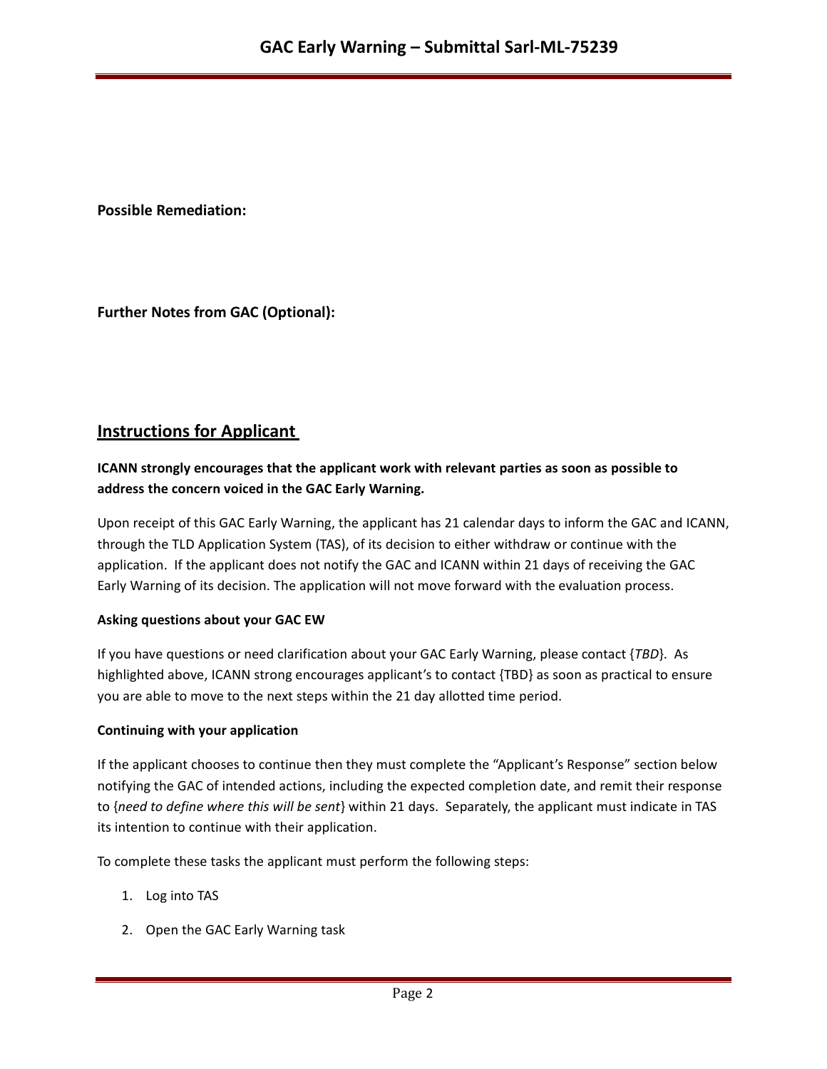**Possible Remediation:**

**Further Notes from GAC (Optional):**

## Instructions for Applicant

**ICANN strongly encourages that the applicant work with relevant parties as soon as possible to address the concern voiced in the GAC Early Warning.**

Upon receipt of this GAC Early Warning, the applicant has 21 calendar days to inform the GAC and ICANN, through the TLD Application System (TAS), of its decision to either withdraw or continue with the application. If the applicant does not notify the GAC and ICANN within 21 days of receiving the GAC Early Warning of its decision. The application will not move forward with the evaluation process.

**Asking questions about your GAC EW**

If you have questions or need clarification about your GAC Early Warning, please contact {*TBD*}. As highlighted above, ICANN strong encourages applicant's to contact {TBD} as soon as practical to ensure you are able to move to the next steps within the 21 day allotted time period.

**Continuing with your application**

If the applicant chooses to continue then they must complete the "Applicant's Response" section below notifying the GAC of intended actions, including the expected completion date, and remit their response to {*need to define where this will be sent*} within 21 days. Separately, the applicant must indicate in TAS its intention to continue with their application.

To complete these tasks the applicant must perform the following steps:

1. Log into TAS
2. Open the GAC Early Warning task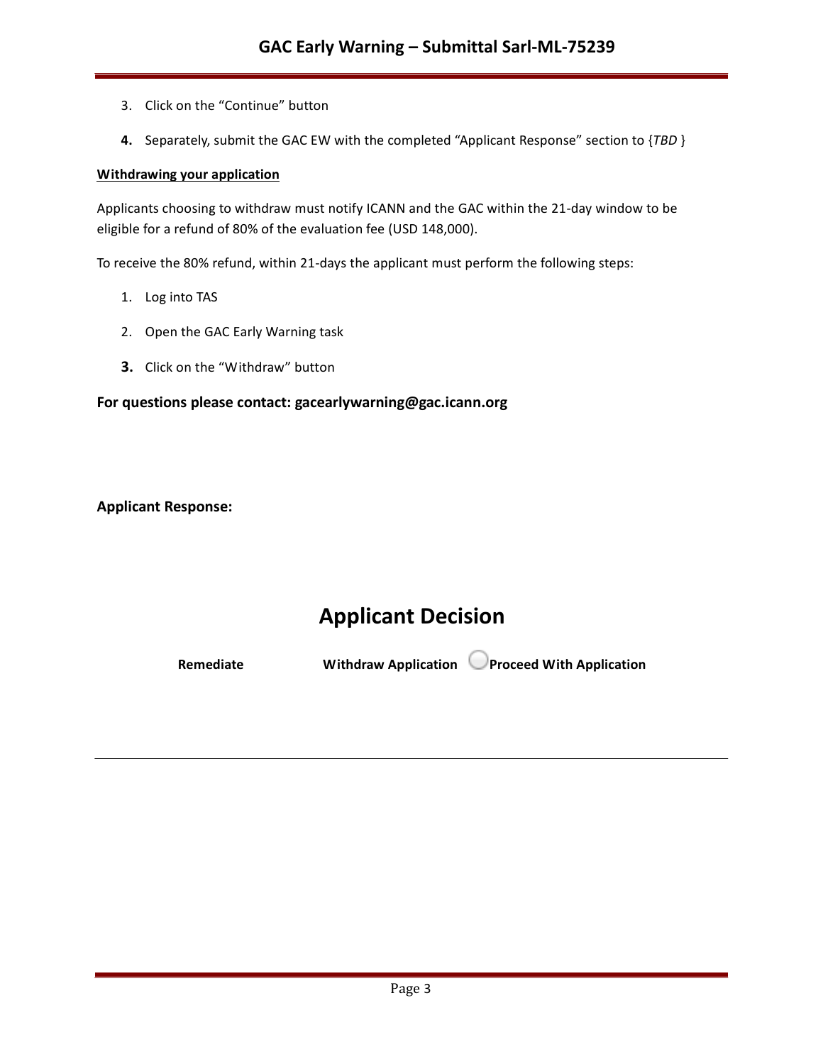3. Click on the "Continue" button
4. Separately, submit the GAC EW with the completed "Applicant Response" section to {*TBD* }

**Withdrawing your application**

Applicants choosing to withdraw must notify ICANN and the GAC within the 21-day window to be eligible for a refund of 80% of the evaluation fee (USD 148,000).

To receive the 80% refund, within 21-days the applicant must perform the following steps:

1. Log into TAS
2. Open the GAC Early Warning task
3. Click on the "Withdraw" button

**For questions please contact: gacearlywarning@gac.icann.org**

**Applicant Response:**

## Applicant Decision

**Remediate** **Withdraw Application** **Proceed With Application**